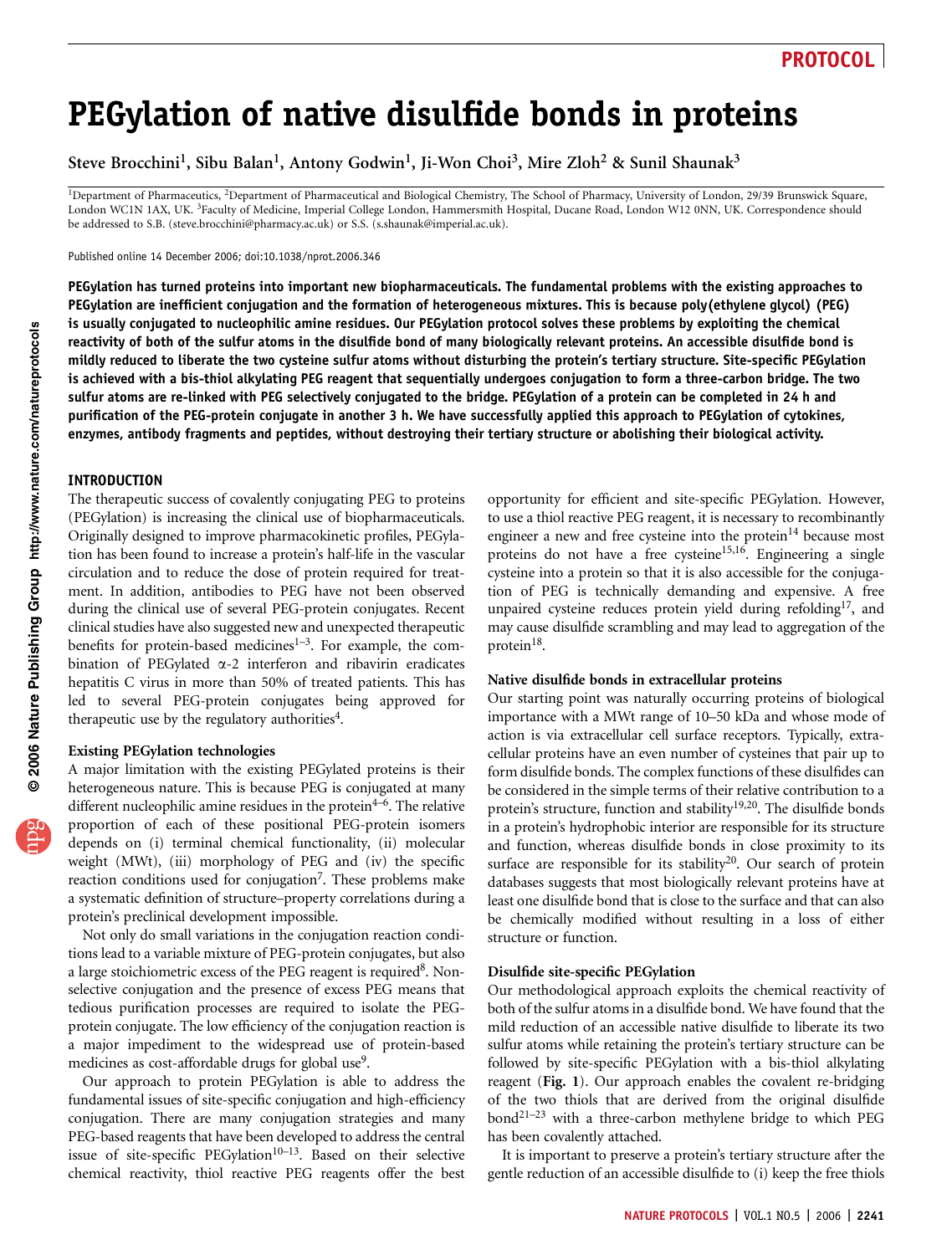# PEGylation of native disulfide bonds in proteins

Steve Brocchini[1], Sibu Balan[1], Antony Godwin[1], Ji-Won Choi[3], Mire Zloh[2] & Sunil Shaunak[3]

[1]Department of Pharmaceutics, [2]Department of Pharmaceutical and Biological Chemistry, The School of Pharmacy, University of London, 29/39 Brunswick Square, London WC1N 1AX, UK. [3]Faculty of Medicine, Imperial College London, Hammersmith Hospital, Ducane Road, London W12 0NN, UK. Correspondence should be addressed to S.B. (steve.brocchini@pharmacy.ac.uk) or S.S. (s.shaunak@imperial.ac.uk).

Published online 14 December 2006; doi:10.1038/nprot.2006.346

**PEGylation has turned proteins into important new biopharmaceuticals. The fundamental problems with the existing approaches to PEGylation are inefficient conjugation and the formation of heterogeneous mixtures. This is because poly(ethylene glycol) (PEG) is usually conjugated to nucleophilic amine residues. Our PEGylation protocol solves these problems by exploiting the chemical reactivity of both of the sulfur atoms in the disulfide bond of many biologically relevant proteins. An accessible disulfide bond is mildly reduced to liberate the two cysteine sulfur atoms without disturbing the protein's tertiary structure. Site-specific PEGylation is achieved with a bis-thiol alkylating PEG reagent that sequentially undergoes conjugation to form a three-carbon bridge. The two sulfur atoms are re-linked with PEG selectively conjugated to the bridge. PEGylation of a protein can be completed in 24 h and purification of the PEG-protein conjugate in another 3 h. We have successfully applied this approach to PEGylation of cytokines, enzymes, antibody fragments and peptides, without destroying their tertiary structure or abolishing their biological activity.**

## INTRODUCTION

The therapeutic success of covalently conjugating PEG to proteins (PEGylation) is increasing the clinical use of biopharmaceuticals. Originally designed to improve pharmacokinetic profiles, PEGylation has been found to increase a protein's half-life in the vascular circulation and to reduce the dose of protein required for treatment. In addition, antibodies to PEG have not been observed during the clinical use of several PEG-protein conjugates. Recent clinical studies have also suggested new and unexpected therapeutic benefits for protein-based medicines[1–3]. For example, the combination of PEGylated α-2 interferon and ribavirin eradicates hepatitis C virus in more than 50% of treated patients. This has led to several PEG-protein conjugates being approved for therapeutic use by the regulatory authorities[4].

### Existing PEGylation technologies

A major limitation with the existing PEGylated proteins is their heterogeneous nature. This is because PEG is conjugated at many different nucleophilic amine residues in the protein[4–6]. The relative proportion of each of these positional PEG-protein isomers depends on (i) terminal chemical functionality, (ii) molecular weight (MWt), (iii) morphology of PEG and (iv) the specific reaction conditions used for conjugation[7]. These problems make a systematic definition of structure–property correlations during a protein's preclinical development impossible.

Not only do small variations in the conjugation reaction conditions lead to a variable mixture of PEG-protein conjugates, but also a large stoichiometric excess of the PEG reagent is required[8]. Non-selective conjugation and the presence of excess PEG means that tedious purification processes are required to isolate the PEG-protein conjugate. The low efficiency of the conjugation reaction is a major impediment to the widespread use of protein-based medicines as cost-affordable drugs for global use[9].

Our approach to protein PEGylation is able to address the fundamental issues of site-specific conjugation and high-efficiency conjugation. There are many conjugation strategies and many PEG-based reagents that have been developed to address the central issue of site-specific PEGylation[10–13]. Based on their selective chemical reactivity, thiol reactive PEG reagents offer the best opportunity for efficient and site-specific PEGylation. However, to use a thiol reactive PEG reagent, it is necessary to recombinantly engineer a new and free cysteine into the protein[14] because most proteins do not have a free cysteine[15,16]. Engineering a single cysteine into a protein so that it is also accessible for the conjugation of PEG is technically demanding and expensive. A free unpaired cysteine reduces protein yield during refolding[17], and may cause disulfide scrambling and may lead to aggregation of the protein[18].

### Native disulfide bonds in extracellular proteins

Our starting point was naturally occurring proteins of biological importance with a MWt range of 10–50 kDa and whose mode of action is via extracellular cell surface receptors. Typically, extracellular proteins have an even number of cysteines that pair up to form disulfide bonds. The complex functions of these disulfides can be considered in the simple terms of their relative contribution to a protein's structure, function and stability[19,20]. The disulfide bonds in a protein's hydrophobic interior are responsible for its structure and function, whereas disulfide bonds in close proximity to its surface are responsible for its stability[20]. Our search of protein databases suggests that most biologically relevant proteins have at least one disulfide bond that is close to the surface and that can also be chemically modified without resulting in a loss of either structure or function.

### Disulfide site-specific PEGylation

Our methodological approach exploits the chemical reactivity of both of the sulfur atoms in a disulfide bond. We have found that the mild reduction of an accessible native disulfide to liberate its two sulfur atoms while retaining the protein's tertiary structure can be followed by site-specific PEGylation with a bis-thiol alkylating reagent (**Fig. 1**). Our approach enables the covalent re-bridging of the two thiols that are derived from the original disulfide bond[21–23] with a three-carbon methylene bridge to which PEG has been covalently attached.

It is important to preserve a protein's tertiary structure after the gentle reduction of an accessible disulfide to (i) keep the free thiols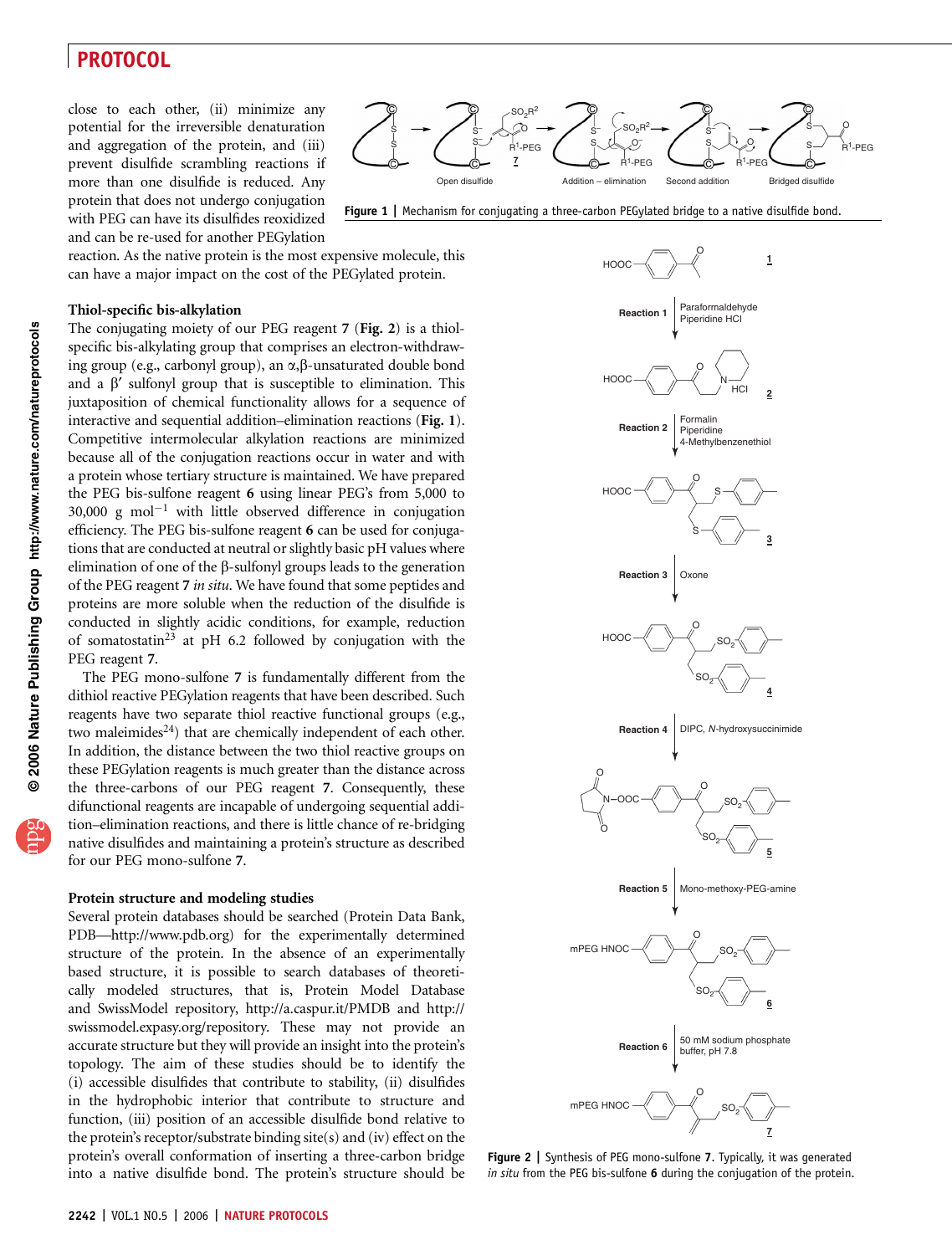close to each other, (ii) minimize any potential for the irreversible denaturation and aggregation of the protein, and (iii) prevent disulfide scrambling reactions if more than one disulfide is reduced. Any protein that does not undergo conjugation with PEG can have its disulfides reoxidized and can be re-used for another PEGylation reaction. As the native protein is the most expensive molecule, this can have a major impact on the cost of the PEGylated protein.

Figure 1 | Mechanism for conjugating a three-carbon PEGylated bridge to a native disulfide bond.

### Thiol-specific bis-alkylation

The conjugating moiety of our PEG reagent **7** (**Fig. 2**) is a thiol-specific bis-alkylating group that comprises an electron-withdrawing group (e.g., carbonyl group), an α,β-unsaturated double bond and a β′ sulfonyl group that is susceptible to elimination. This juxtaposition of chemical functionality allows for a sequence of interactive and sequential addition–elimination reactions (**Fig. 1**). Competitive intermolecular alkylation reactions are minimized because all of the conjugation reactions occur in water and with a protein whose tertiary structure is maintained. We have prepared the PEG bis-sulfone reagent **6** using linear PEG's from 5,000 to 30,000 g $mol^{-1}$ with little observed difference in conjugation efficiency. The PEG bis-sulfone reagent **6** can be used for conjugations that are conducted at neutral or slightly basic pH values where elimination of one of the β-sulfonyl groups leads to the generation of the PEG reagent **7** *in situ*. We have found that some peptides and proteins are more soluble when the reduction of the disulfide is conducted in slightly acidic conditions, for example, reduction of somatostatin[23] at pH 6.2 followed by conjugation with the PEG reagent **7**.

The PEG mono-sulfone **7** is fundamentally different from the dithiol reactive PEGylation reagents that have been described. Such reagents have two separate thiol reactive functional groups (e.g., two maleimides[24]) that are chemically independent of each other. In addition, the distance between the two thiol reactive groups on these PEGylation reagents is much greater than the distance across the three-carbons of our PEG reagent **7**. Consequently, these difunctional reagents are incapable of undergoing sequential addition–elimination reactions, and there is little chance of re-bridging native disulfides and maintaining a protein's structure as described for our PEG mono-sulfone **7**.

### Protein structure and modeling studies

Several protein databases should be searched (Protein Data Bank, PDB—http://www.pdb.org) for the experimentally determined structure of the protein. In the absence of an experimentally based structure, it is possible to search databases of theoretically modeled structures, that is, Protein Model Database and SwissModel repository, http://a.caspur.it/PMDB and http://swissmodel.expasy.org/repository. These may not provide an accurate structure but they will provide an insight into the protein's topology. The aim of these studies should be to identify the (i) accessible disulfides that contribute to stability, (ii) disulfides in the hydrophobic interior that contribute to structure and function, (iii) position of an accessible disulfide bond relative to the protein's receptor/substrate binding site(s) and (iv) effect on the protein's overall conformation of inserting a three-carbon bridge into a native disulfide bond. The protein's structure should be

Figure 2 | Synthesis of PEG mono-sulfone **7**. Typically, it was generated *in situ* from the PEG bis-sulfone **6** during the conjugation of the protein.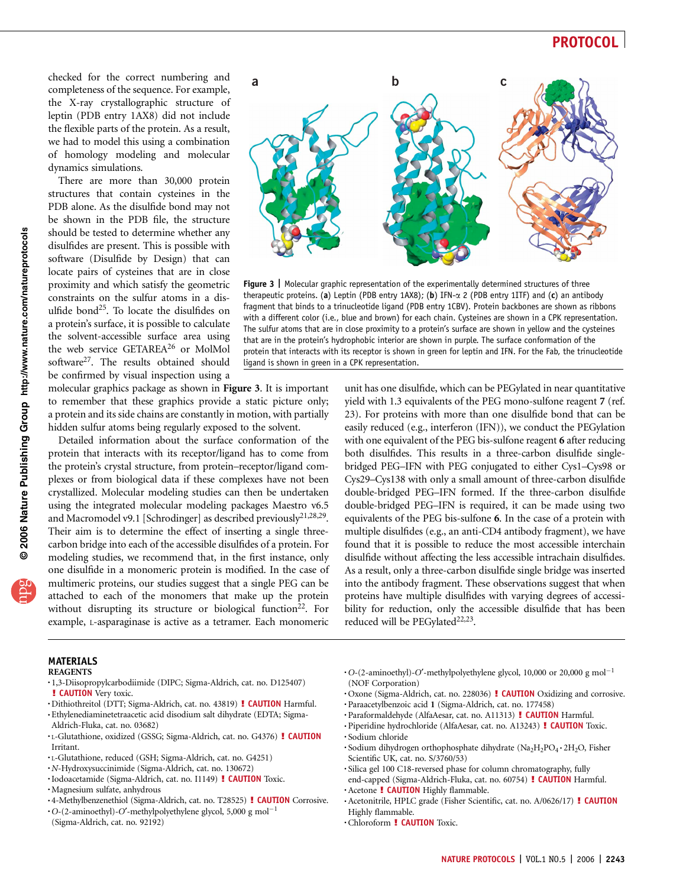checked for the correct numbering and completeness of the sequence. For example, the X-ray crystallographic structure of leptin (PDB entry 1AX8) did not include the flexible parts of the protein. As a result, we had to model this using a combination of homology modeling and molecular dynamics simulations.

There are more than 30,000 protein structures that contain cysteines in the PDB alone. As the disulfide bond may not be shown in the PDB file, the structure should be tested to determine whether any disulfides are present. This is possible with software (Disulfide by Design) that can locate pairs of cysteines that are in close proximity and which satisfy the geometric constraints on the sulfur atoms in a disulfide bond[25]. To locate the disulfides on a protein's surface, it is possible to calculate the solvent-accessible surface area using the web service GETAREA[26] or MolMol software[27]. The results obtained should be confirmed by visual inspection using a molecular graphics package as shown in **Figure 3**. It is important to remember that these graphics provide a static picture only; a protein and its side chains are constantly in motion, with partially hidden sulfur atoms being regularly exposed to the solvent.

**Figure 3 |** Molecular graphic representation of the experimentally determined structures of three therapeutic proteins. (**a**) Leptin (PDB entry 1AX8); (**b**) IFN-α 2 (PDB entry 1ITF) and (**c**) an antibody fragment that binds to a trinucleotide ligand (PDB entry 1CBV). Protein backbones are shown as ribbons with a different color (i.e., blue and brown) for each chain. Cysteines are shown in a CPK representation. The sulfur atoms that are in close proximity to a protein's surface are shown in yellow and the cysteines that are in the protein's hydrophobic interior are shown in purple. The surface conformation of the protein that interacts with its receptor is shown in green for leptin and IFN. For the Fab, the trinucleotide ligand is shown in green in a CPK representation.

Detailed information about the surface conformation of the protein that interacts with its receptor/ligand has to come from the protein's crystal structure, from protein–receptor/ligand complexes or from biological data if these complexes have not been crystallized. Molecular modeling studies can then be undertaken using the integrated molecular modeling packages Maestro v6.5 and Macromodel v9.1 [Schrodinger] as described previously[21,28,29]. Their aim is to determine the effect of inserting a single three-carbon bridge into each of the accessible disulfides of a protein. For modeling studies, we recommend that, in the first instance, only one disulfide in a monomeric protein is modified. In the case of multimeric proteins, our studies suggest that a single PEG can be attached to each of the monomers that make up the protein without disrupting its structure or biological function[22]. For example, L-asparaginase is active as a tetramer. Each monomeric unit has one disulfide, which can be PEGylated in near quantitative yield with 1.3 equivalents of the PEG mono-sulfone reagent **7** (ref. 23). For proteins with more than one disulfide bond that can be easily reduced (e.g., interferon (IFN)), we conduct the PEGylation with one equivalent of the PEG bis-sulfone reagent **6** after reducing both disulfides. This results in a three-carbon disulfide single-bridged PEG–IFN with PEG conjugated to either Cys1–Cys98 or Cys29–Cys138 with only a small amount of three-carbon disulfide double-bridged PEG–IFN formed. If the three-carbon disulfide double-bridged PEG–IFN is required, it can be made using two equivalents of the PEG bis-sulfone **6**. In the case of a protein with multiple disulfides (e.g., an anti-CD4 antibody fragment), we have found that it is possible to reduce the most accessible interchain disulfide without affecting the less accessible intrachain disulfides. As a result, only a three-carbon disulfide single bridge was inserted into the antibody fragment. These observations suggest that when proteins have multiple disulfides with varying degrees of accessibility for reduction, only the accessible disulfide that has been reduced will be PEGylated[22,23].

## MATERIALS

### REAGENTS

- 1,3-Diisopropylcarbodiimide (DIPC; Sigma-Aldrich, cat. no. D125407) **! CAUTION** Very toxic.
- Dithiothreitol (DTT; Sigma-Aldrich, cat. no. 43819) **! CAUTION** Harmful.
- Ethylenediaminetetraacetic acid disodium salt dihydrate (EDTA; Sigma-Aldrich-Fluka, cat. no. 03682)
- L-Glutathione, oxidized (GSSG; Sigma-Aldrich, cat. no. G4376) **! CAUTION** Irritant.
- L-Glutathione, reduced (GSH; Sigma-Aldrich, cat. no. G4251)
- N-Hydroxysuccinimide (Sigma-Aldrich, cat. no. 130672)
- Iodoacetamide (Sigma-Aldrich, cat. no. I1149) **! CAUTION** Toxic.
- Magnesium sulfate, anhydrous
- 4-Methylbenzenethiol (Sigma-Aldrich, cat. no. T28525) **! CAUTION** Corrosive.
- O-(2-aminoethyl)-O′-methylpolyethylene glycol, 5,000 g $mol^{-1}$ (Sigma-Aldrich, cat. no. 92192)
- O-(2-aminoethyl)-O′-methylpolyethylene glycol, 10,000 or 20,000 g $mol^{-1}$ (NOF Corporation)
- Oxone (Sigma-Aldrich, cat. no. 228036) **! CAUTION** Oxidizing and corrosive.
- Paraacetylbenzoic acid **1** (Sigma-Aldrich, cat. no. 177458)
- Paraformaldehyde (AlfaAesar, cat. no. A11313) **! CAUTION** Harmful.
- Piperidine hydrochloride (AlfaAesar, cat. no. A13243) **! CAUTION** Toxic.
- Sodium chloride
- Sodium dihydrogen orthophosphate dihydrate ($Na_2H_2PO_4 \cdot 2H_2O$, Fisher Scientific UK, cat. no. S/3760/53)
- Silica gel 100 C18-reversed phase for column chromatography, fully end-capped (Sigma-Aldrich-Fluka, cat. no. 60754) **! CAUTION** Harmful.
- Acetone **! CAUTION** Highly flammable.
- Acetonitrile, HPLC grade (Fisher Scientific, cat. no. A/0626/17) **! CAUTION** Highly flammable.
- Chloroform **! CAUTION** Toxic.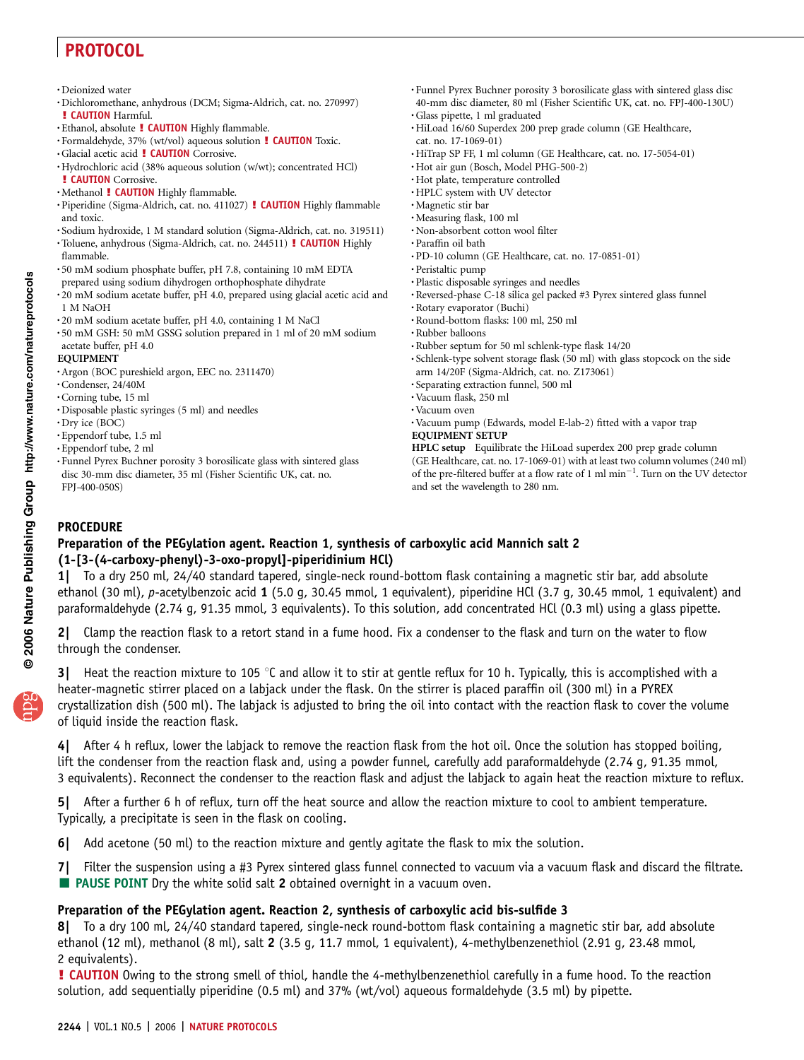- Deionized water
- Dichloromethane, anhydrous (DCM; Sigma-Aldrich, cat. no. 270997) **! CAUTION** Harmful.
- Ethanol, absolute **! CAUTION** Highly flammable.
- Formaldehyde, 37% (wt/vol) aqueous solution **! CAUTION** Toxic.
- Glacial acetic acid **! CAUTION** Corrosive.
- Hydrochloric acid (38% aqueous solution (w/wt); concentrated HCl) **! CAUTION** Corrosive.
- Methanol **! CAUTION** Highly flammable.
- Piperidine (Sigma-Aldrich, cat. no. 411027) **! CAUTION** Highly flammable and toxic.
- Sodium hydroxide, 1 M standard solution (Sigma-Aldrich, cat. no. 319511)
- Toluene, anhydrous (Sigma-Aldrich, cat. no. 244511) **! CAUTION** Highly flammable.
- 50 mM sodium phosphate buffer, pH 7.8, containing 10 mM EDTA prepared using sodium dihydrogen orthophosphate dihydrate
- 20 mM sodium acetate buffer, pH 4.0, prepared using glacial acetic acid and 1 M NaOH
- 20 mM sodium acetate buffer, pH 4.0, containing 1 M NaCl
- 50 mM GSH: 50 mM GSSG solution prepared in 1 ml of 20 mM sodium acetate buffer, pH 4.0

**EQUIPMENT**

- Argon (BOC pureshield argon, EEC no. 2311470)
- Condenser, 24/40M
- Corning tube, 15 ml
- Disposable plastic syringes (5 ml) and needles
- Dry ice (BOC)
- Eppendorf tube, 1.5 ml
- Eppendorf tube, 2 ml
- Funnel Pyrex Buchner porosity 3 borosilicate glass with sintered glass disc 30-mm disc diameter, 35 ml (Fisher Scientific UK, cat. no. FPJ-400-050S)
- Funnel Pyrex Buchner porosity 3 borosilicate glass with sintered glass disc 40-mm disc diameter, 80 ml (Fisher Scientific UK, cat. no. FPJ-400-130U)
- Glass pipette, 1 ml graduated
- HiLoad 16/60 Superdex 200 prep grade column (GE Healthcare, cat. no. 17-1069-01)
- HiTrap SP FF, 1 ml column (GE Healthcare, cat. no. 17-5054-01)
- Hot air gun (Bosch, Model PHG-500-2)
- Hot plate, temperature controlled
- HPLC system with UV detector
- Magnetic stir bar
- Measuring flask, 100 ml
- Non-absorbent cotton wool filter
- Paraffin oil bath
- PD-10 column (GE Healthcare, cat. no. 17-0851-01)
- Peristaltic pump
- Plastic disposable syringes and needles
- Reversed-phase C-18 silica gel packed #3 Pyrex sintered glass funnel
- Rotary evaporator (Buchi)
- Round-bottom flasks: 100 ml, 250 ml
- Rubber balloons
- Rubber septum for 50 ml schlenk-type flask 14/20
- Schlenk-type solvent storage flask (50 ml) with glass stopcock on the side arm 14/20F (Sigma-Aldrich, cat. no. Z173061)
- Separating extraction funnel, 500 ml
- Vacuum flask, 250 ml
- Vacuum oven
- Vacuum pump (Edwards, model E-lab-2) fitted with a vapor trap

**EQUIPMENT SETUP**

**HPLC setup** Equilibrate the HiLoad superdex 200 prep grade column (GE Healthcare, cat. no. 17-1069-01) with at least two column volumes (240 ml) of the pre-filtered buffer at a flow rate of 1 ml $min^{-1}$. Turn on the UV detector and set the wavelength to 280 nm.

## PROCEDURE

### Preparation of the PEGylation agent. Reaction 1, synthesis of carboxylic acid Mannich salt 2 (1-[3-(4-carboxy-phenyl)-3-oxo-propyl]-piperidinium HCl)

**1|** To a dry 250 ml, 24/40 standard tapered, single-neck round-bottom flask containing a magnetic stir bar, add absolute ethanol (30 ml), *p*-acetylbenzoic acid **1** (5.0 g, 30.45 mmol, 1 equivalent), piperidine HCl (3.7 g, 30.45 mmol, 1 equivalent) and paraformaldehyde (2.74 g, 91.35 mmol, 3 equivalents). To this solution, add concentrated HCl (0.3 ml) using a glass pipette.

**2|** Clamp the reaction flask to a retort stand in a fume hood. Fix a condenser to the flask and turn on the water to flow through the condenser.

**3|** Heat the reaction mixture to 105 °C and allow it to stir at gentle reflux for 10 h. Typically, this is accomplished with a heater-magnetic stirrer placed on a labjack under the flask. On the stirrer is placed paraffin oil (300 ml) in a PYREX crystallization dish (500 ml). The labjack is adjusted to bring the oil into contact with the reaction flask to cover the volume of liquid inside the reaction flask.

**4|** After 4 h reflux, lower the labjack to remove the reaction flask from the hot oil. Once the solution has stopped boiling, lift the condenser from the reaction flask and, using a powder funnel, carefully add paraformaldehyde (2.74 g, 91.35 mmol, 3 equivalents). Reconnect the condenser to the reaction flask and adjust the labjack to again heat the reaction mixture to reflux.

**5|** After a further 6 h of reflux, turn off the heat source and allow the reaction mixture to cool to ambient temperature. Typically, a precipitate is seen in the flask on cooling.

**6|** Add acetone (50 ml) to the reaction mixture and gently agitate the flask to mix the solution.

**7|** Filter the suspension using a #3 Pyrex sintered glass funnel connected to vacuum via a vacuum flask and discard the filtrate.
■ **PAUSE POINT** Dry the white solid salt **2** obtained overnight in a vacuum oven.

### Preparation of the PEGylation agent. Reaction 2, synthesis of carboxylic acid bis-sulfide 3

**8|** To a dry 100 ml, 24/40 standard tapered, single-neck round-bottom flask containing a magnetic stir bar, add absolute ethanol (12 ml), methanol (8 ml), salt **2** (3.5 g, 11.7 mmol, 1 equivalent), 4-methylbenzenethiol (2.91 g, 23.48 mmol, 2 equivalents).
**! CAUTION** Owing to the strong smell of thiol, handle the 4-methylbenzenethiol carefully in a fume hood. To the reaction solution, add sequentially piperidine (0.5 ml) and 37% (wt/vol) aqueous formaldehyde (3.5 ml) by pipette.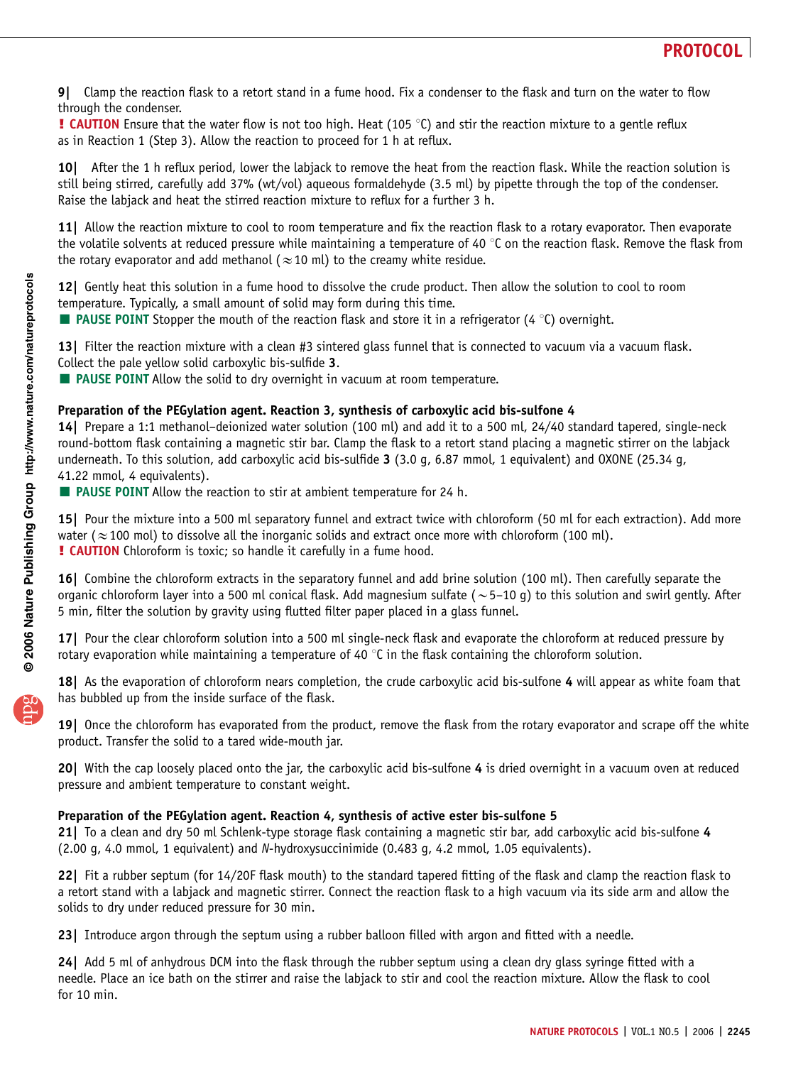**9|** Clamp the reaction flask to a retort stand in a fume hood. Fix a condenser to the flask and turn on the water to flow through the condenser.

**! CAUTION** Ensure that the water flow is not too high. Heat (105 °C) and stir the reaction mixture to a gentle reflux as in Reaction 1 (Step 3). Allow the reaction to proceed for 1 h at reflux.

**10|** After the 1 h reflux period, lower the labjack to remove the heat from the reaction flask. While the reaction solution is still being stirred, carefully add 37% (wt/vol) aqueous formaldehyde (3.5 ml) by pipette through the top of the condenser. Raise the labjack and heat the stirred reaction mixture to reflux for a further 3 h.

**11|** Allow the reaction mixture to cool to room temperature and fix the reaction flask to a rotary evaporator. Then evaporate the volatile solvents at reduced pressure while maintaining a temperature of 40 °C on the reaction flask. Remove the flask from the rotary evaporator and add methanol ($\approx$10 ml) to the creamy white residue.

**12|** Gently heat this solution in a fume hood to dissolve the crude product. Then allow the solution to cool to room temperature. Typically, a small amount of solid may form during this time.

■ **PAUSE POINT** Stopper the mouth of the reaction flask and store it in a refrigerator (4 °C) overnight.

**13|** Filter the reaction mixture with a clean #3 sintered glass funnel that is connected to vacuum via a vacuum flask. Collect the pale yellow solid carboxylic bis-sulfide **3**.

■ **PAUSE POINT** Allow the solid to dry overnight in vacuum at room temperature.

### Preparation of the PEGylation agent. Reaction 3, synthesis of carboxylic acid bis-sulfone 4

**14|** Prepare a 1:1 methanol–deionized water solution (100 ml) and add it to a 500 ml, 24/40 standard tapered, single-neck round-bottom flask containing a magnetic stir bar. Clamp the flask to a retort stand placing a magnetic stirrer on the labjack underneath. To this solution, add carboxylic acid bis-sulfide **3** (3.0 g, 6.87 mmol, 1 equivalent) and OXONE (25.34 g, 41.22 mmol, 4 equivalents).

■ **PAUSE POINT** Allow the reaction to stir at ambient temperature for 24 h.

**15|** Pour the mixture into a 500 ml separatory funnel and extract twice with chloroform (50 ml for each extraction). Add more water ($\approx$100 mol) to dissolve all the inorganic solids and extract once more with chloroform (100 ml).

**! CAUTION** Chloroform is toxic; so handle it carefully in a fume hood.

**16|** Combine the chloroform extracts in the separatory funnel and add brine solution (100 ml). Then carefully separate the organic chloroform layer into a 500 ml conical flask. Add magnesium sulfate ($\sim$5–10 g) to this solution and swirl gently. After 5 min, filter the solution by gravity using flutted filter paper placed in a glass funnel.

**17|** Pour the clear chloroform solution into a 500 ml single-neck flask and evaporate the chloroform at reduced pressure by rotary evaporation while maintaining a temperature of 40 °C in the flask containing the chloroform solution.

**18|** As the evaporation of chloroform nears completion, the crude carboxylic acid bis-sulfone **4** will appear as white foam that has bubbled up from the inside surface of the flask.

**19|** Once the chloroform has evaporated from the product, remove the flask from the rotary evaporator and scrape off the white product. Transfer the solid to a tared wide-mouth jar.

**20|** With the cap loosely placed onto the jar, the carboxylic acid bis-sulfone **4** is dried overnight in a vacuum oven at reduced pressure and ambient temperature to constant weight.

### Preparation of the PEGylation agent. Reaction 4, synthesis of active ester bis-sulfone 5

**21|** To a clean and dry 50 ml Schlenk-type storage flask containing a magnetic stir bar, add carboxylic acid bis-sulfone **4** (2.00 g, 4.0 mmol, 1 equivalent) and *N*-hydroxysuccinimide (0.483 g, 4.2 mmol, 1.05 equivalents).

**22|** Fit a rubber septum (for 14/20F flask mouth) to the standard tapered fitting of the flask and clamp the reaction flask to a retort stand with a labjack and magnetic stirrer. Connect the reaction flask to a high vacuum via its side arm and allow the solids to dry under reduced pressure for 30 min.

**23|** Introduce argon through the septum using a rubber balloon filled with argon and fitted with a needle.

**24|** Add 5 ml of anhydrous DCM into the flask through the rubber septum using a clean dry glass syringe fitted with a needle. Place an ice bath on the stirrer and raise the labjack to stir and cool the reaction mixture. Allow the flask to cool for 10 min.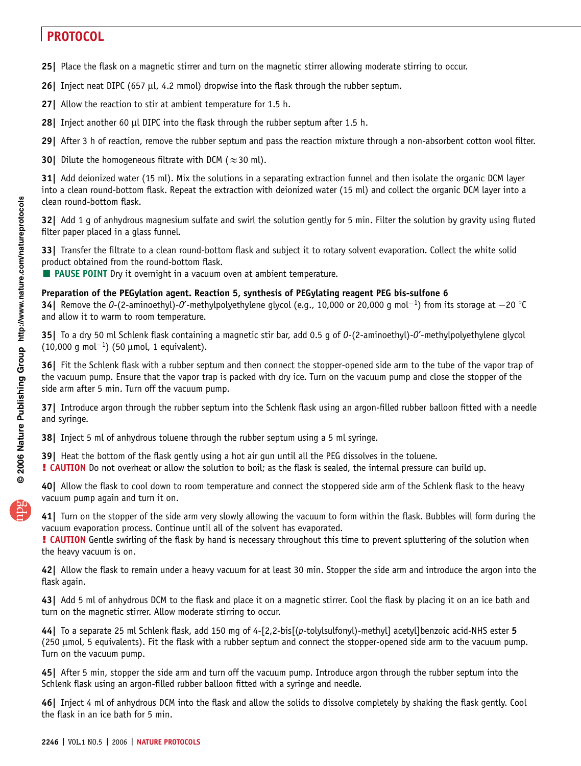**25|** Place the flask on a magnetic stirrer and turn on the magnetic stirrer allowing moderate stirring to occur.

**26|** Inject neat DIPC (657 µl, 4.2 mmol) dropwise into the flask through the rubber septum.

**27|** Allow the reaction to stir at ambient temperature for 1.5 h.

**28|** Inject another 60 µl DIPC into the flask through the rubber septum after 1.5 h.

**29|** After 3 h of reaction, remove the rubber septum and pass the reaction mixture through a non-absorbent cotton wool filter.

**30|** Dilute the homogeneous filtrate with DCM (≈30 ml).

**31|** Add deionized water (15 ml). Mix the solutions in a separating extraction funnel and then isolate the organic DCM layer into a clean round-bottom flask. Repeat the extraction with deionized water (15 ml) and collect the organic DCM layer into a clean round-bottom flask.

**32|** Add 1 g of anhydrous magnesium sulfate and swirl the solution gently for 5 min. Filter the solution by gravity using fluted filter paper placed in a glass funnel.

**33|** Transfer the filtrate to a clean round-bottom flask and subject it to rotary solvent evaporation. Collect the white solid product obtained from the round-bottom flask.

■ **PAUSE POINT** Dry it overnight in a vacuum oven at ambient temperature.

**Preparation of the PEGylation agent. Reaction 5, synthesis of PEGylating reagent PEG bis-sulfone 6**

**34|** Remove the *O*-(2-aminoethyl)-*O*′-methylpolyethylene glycol (e.g., 10,000 or 20,000 g $mol^{-1}$) from its storage at −20 °C and allow it to warm to room temperature.

**35|** To a dry 50 ml Schlenk flask containing a magnetic stir bar, add 0.5 g of *O*-(2-aminoethyl)-*O*′-methylpolyethylene glycol (10,000 g $mol^{-1}$) (50 µmol, 1 equivalent).

**36|** Fit the Schlenk flask with a rubber septum and then connect the stopper-opened side arm to the tube of the vapor trap of the vacuum pump. Ensure that the vapor trap is packed with dry ice. Turn on the vacuum pump and close the stopper of the side arm after 5 min. Turn off the vacuum pump.

**37|** Introduce argon through the rubber septum into the Schlenk flask using an argon-filled rubber balloon fitted with a needle and syringe.

**38|** Inject 5 ml of anhydrous toluene through the rubber septum using a 5 ml syringe.

**39|** Heat the bottom of the flask gently using a hot air gun until all the PEG dissolves in the toluene.

**! CAUTION** Do not overheat or allow the solution to boil; as the flask is sealed, the internal pressure can build up.

**40|** Allow the flask to cool down to room temperature and connect the stoppered side arm of the Schlenk flask to the heavy vacuum pump again and turn it on.

**41|** Turn on the stopper of the side arm very slowly allowing the vacuum to form within the flask. Bubbles will form during the vacuum evaporation process. Continue until all of the solvent has evaporated.

**! CAUTION** Gentle swirling of the flask by hand is necessary throughout this time to prevent spluttering of the solution when the heavy vacuum is on.

**42|** Allow the flask to remain under a heavy vacuum for at least 30 min. Stopper the side arm and introduce the argon into the flask again.

**43|** Add 5 ml of anhydrous DCM to the flask and place it on a magnetic stirrer. Cool the flask by placing it on an ice bath and turn on the magnetic stirrer. Allow moderate stirring to occur.

**44|** To a separate 25 ml Schlenk flask, add 150 mg of 4-[2,2-bis[(*p*-tolylsulfonyl)-methyl] acetyl]benzoic acid-NHS ester **5** (250 µmol, 5 equivalents). Fit the flask with a rubber septum and connect the stopper-opened side arm to the vacuum pump. Turn on the vacuum pump.

**45|** After 5 min, stopper the side arm and turn off the vacuum pump. Introduce argon through the rubber septum into the Schlenk flask using an argon-filled rubber balloon fitted with a syringe and needle.

**46|** Inject 4 ml of anhydrous DCM into the flask and allow the solids to dissolve completely by shaking the flask gently. Cool the flask in an ice bath for 5 min.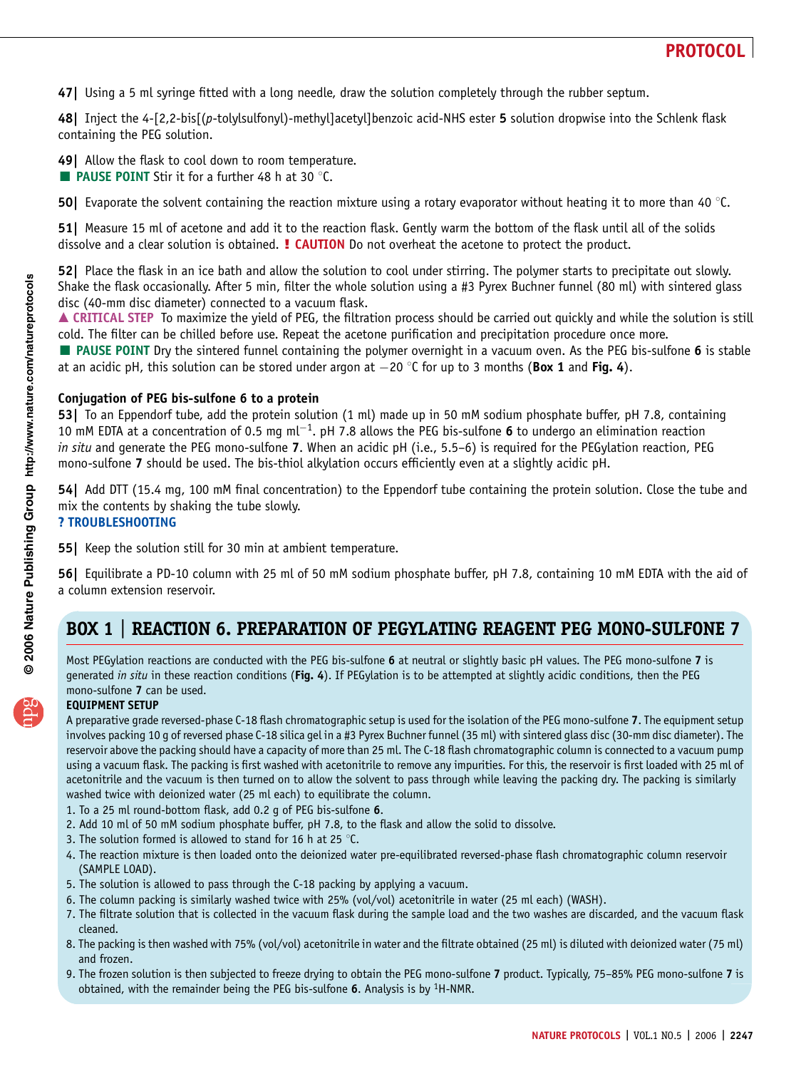**47|** Using a 5 ml syringe fitted with a long needle, draw the solution completely through the rubber septum.

**48|** Inject the 4-[2,2-bis[(*p*-tolylsulfonyl)-methyl]acetyl]benzoic acid-NHS ester **5** solution dropwise into the Schlenk flask containing the PEG solution.

**49|** Allow the flask to cool down to room temperature.

■ **PAUSE POINT** Stir it for a further 48 h at 30 °C.

**50|** Evaporate the solvent containing the reaction mixture using a rotary evaporator without heating it to more than 40 °C.

**51|** Measure 15 ml of acetone and add it to the reaction flask. Gently warm the bottom of the flask until all of the solids dissolve and a clear solution is obtained. **! CAUTION** Do not overheat the acetone to protect the product.

**52|** Place the flask in an ice bath and allow the solution to cool under stirring. The polymer starts to precipitate out slowly. Shake the flask occasionally. After 5 min, filter the whole solution using a #3 Pyrex Buchner funnel (80 ml) with sintered glass disc (40-mm disc diameter) connected to a vacuum flask.

▲ **CRITICAL STEP** To maximize the yield of PEG, the filtration process should be carried out quickly and while the solution is still cold. The filter can be chilled before use. Repeat the acetone purification and precipitation procedure once more.

■ **PAUSE POINT** Dry the sintered funnel containing the polymer overnight in a vacuum oven. As the PEG bis-sulfone **6** is stable at an acidic pH, this solution can be stored under argon at −20 °C for up to 3 months (**Box 1** and **Fig. 4**).

### Conjugation of PEG bis-sulfone 6 to a protein

**53|** To an Eppendorf tube, add the protein solution (1 ml) made up in 50 mM sodium phosphate buffer, pH 7.8, containing 10 mM EDTA at a concentration of 0.5 mg $ml^{-1}$. pH 7.8 allows the PEG bis-sulfone **6** to undergo an elimination reaction *in situ* and generate the PEG mono-sulfone **7**. When an acidic pH (i.e., 5.5–6) is required for the PEGylation reaction, PEG mono-sulfone **7** should be used. The bis-thiol alkylation occurs efficiently even at a slightly acidic pH.

**54|** Add DTT (15.4 mg, 100 mM final concentration) to the Eppendorf tube containing the protein solution. Close the tube and mix the contents by shaking the tube slowly.

**? TROUBLESHOOTING**

**55|** Keep the solution still for 30 min at ambient temperature.

**56|** Equilibrate a PD-10 column with 25 ml of 50 mM sodium phosphate buffer, pH 7.8, containing 10 mM EDTA with the aid of a column extension reservoir.

## BOX 1 | REACTION 6. PREPARATION OF PEGYLATING REAGENT PEG MONO-SULFONE 7

Most PEGylation reactions are conducted with the PEG bis-sulfone **6** at neutral or slightly basic pH values. The PEG mono-sulfone **7** is generated *in situ* in these reaction conditions (**Fig. 4**). If PEGylation is to be attempted at slightly acidic conditions, then the PEG mono-sulfone **7** can be used.

**EQUIPMENT SETUP**

A preparative grade reversed-phase C-18 flash chromatographic setup is used for the isolation of the PEG mono-sulfone **7**. The equipment setup involves packing 10 g of reversed phase C-18 silica gel in a #3 Pyrex Buchner funnel (35 ml) with sintered glass disc (30-mm disc diameter). The reservoir above the packing should have a capacity of more than 25 ml. The C-18 flash chromatographic column is connected to a vacuum pump using a vacuum flask. The packing is first washed with acetonitrile to remove any impurities. For this, the reservoir is first loaded with 25 ml of acetonitrile and the vacuum is then turned on to allow the solvent to pass through while leaving the packing dry. The packing is similarly washed twice with deionized water (25 ml each) to equilibrate the column.

1. To a 25 ml round-bottom flask, add 0.2 g of PEG bis-sulfone **6**.
2. Add 10 ml of 50 mM sodium phosphate buffer, pH 7.8, to the flask and allow the solid to dissolve.
3. The solution formed is allowed to stand for 16 h at 25 °C.
4. The reaction mixture is then loaded onto the deionized water pre-equilibrated reversed-phase flash chromatographic column reservoir (SAMPLE LOAD).
5. The solution is allowed to pass through the C-18 packing by applying a vacuum.
6. The column packing is similarly washed twice with 25% (vol/vol) acetonitrile in water (25 ml each) (WASH).
7. The filtrate solution that is collected in the vacuum flask during the sample load and the two washes are discarded, and the vacuum flask cleaned.
8. The packing is then washed with 75% (vol/vol) acetonitrile in water and the filtrate obtained (25 ml) is diluted with deionized water (75 ml) and frozen.
9. The frozen solution is then subjected to freeze drying to obtain the PEG mono-sulfone **7** product. Typically, 75–85% PEG mono-sulfone **7** is obtained, with the remainder being the PEG bis-sulfone **6**. Analysis is by $^{1}$H-NMR.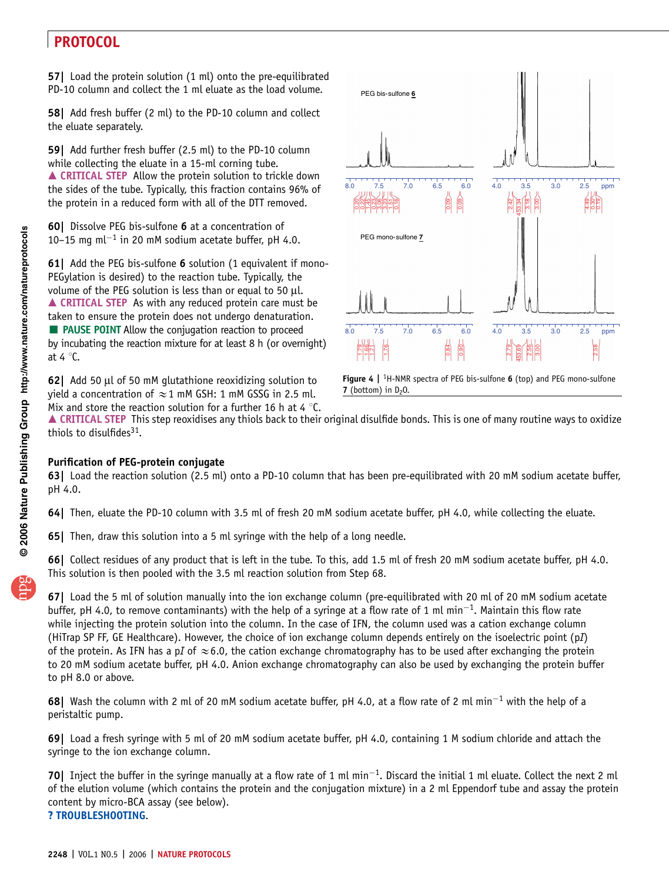**57|** Load the protein solution (1 ml) onto the pre-equilibrated PD-10 column and collect the 1 ml eluate as the load volume.

**58|** Add fresh buffer (2 ml) to the PD-10 column and collect the eluate separately.

**59|** Add further fresh buffer (2.5 ml) to the PD-10 column while collecting the eluate in a 15-ml corning tube.
▲ **CRITICAL STEP** Allow the protein solution to trickle down the sides of the tube. Typically, this fraction contains 96% of the protein in a reduced form with all of the DTT removed.

**60|** Dissolve PEG bis-sulfone **6** at a concentration of 10–15 mg $ml^{-1}$ in 20 mM sodium acetate buffer, pH 4.0.

**61|** Add the PEG bis-sulfone **6** solution (1 equivalent if mono-PEGylation is desired) to the reaction tube. Typically, the volume of the PEG solution is less than or equal to 50 µl.
▲ **CRITICAL STEP** As with any reduced protein care must be taken to ensure the protein does not undergo denaturation.
■ **PAUSE POINT** Allow the conjugation reaction to proceed by incubating the reaction mixture for at least 8 h (or overnight) at 4 °C.

**62|** Add 50 µl of 50 mM glutathione reoxidizing solution to yield a concentration of ≈1 mM GSH: 1 mM GSSG in 2.5 ml. Mix and store the reaction solution for a further 16 h at 4 °C.
▲ **CRITICAL STEP** This step reoxidises any thiols back to their original disulfide bonds. This is one of many routine ways to oxidize thiols to disulfides[31].

**Figure 4 |** $^1$H-NMR spectra of PEG bis-sulfone **6** (top) and PEG mono-sulfone **7** (bottom) in $D_2O$.

### Purification of PEG-protein conjugate

**63|** Load the reaction solution (2.5 ml) onto a PD-10 column that has been pre-equilibrated with 20 mM sodium acetate buffer, pH 4.0.

**64|** Then, eluate the PD-10 column with 3.5 ml of fresh 20 mM sodium acetate buffer, pH 4.0, while collecting the eluate.

**65|** Then, draw this solution into a 5 ml syringe with the help of a long needle.

**66|** Collect residues of any product that is left in the tube. To this, add 1.5 ml of fresh 20 mM sodium acetate buffer, pH 4.0. This solution is then pooled with the 3.5 ml reaction solution from Step 68.

**67|** Load the 5 ml of solution manually into the ion exchange column (pre-equilibrated with 20 ml of 20 mM sodium acetate buffer, pH 4.0, to remove contaminants) with the help of a syringe at a flow rate of 1 ml $min^{-1}$. Maintain this flow rate while injecting the protein solution into the column. In the case of IFN, the column used was a cation exchange column (HiTrap SP FF, GE Healthcare). However, the choice of ion exchange column depends entirely on the isoelectric point (p*I*) of the protein. As IFN has a p*I* of ≈6.0, the cation exchange chromatography has to be used after exchanging the protein to 20 mM sodium acetate buffer, pH 4.0. Anion exchange chromatography can also be used by exchanging the protein buffer to pH 8.0 or above.

**68|** Wash the column with 2 ml of 20 mM sodium acetate buffer, pH 4.0, at a flow rate of 2 ml $min^{-1}$ with the help of a peristaltic pump.

**69|** Load a fresh syringe with 5 ml of 20 mM sodium acetate buffer, pH 4.0, containing 1 M sodium chloride and attach the syringe to the ion exchange column.

**70|** Inject the buffer in the syringe manually at a flow rate of 1 ml $min^{-1}$. Discard the initial 1 ml eluate. Collect the next 2 ml of the elution volume (which contains the protein and the conjugation mixture) in a 2 ml Eppendorf tube and assay the protein content by micro-BCA assay (see below).
**? TROUBLESHOOTING**.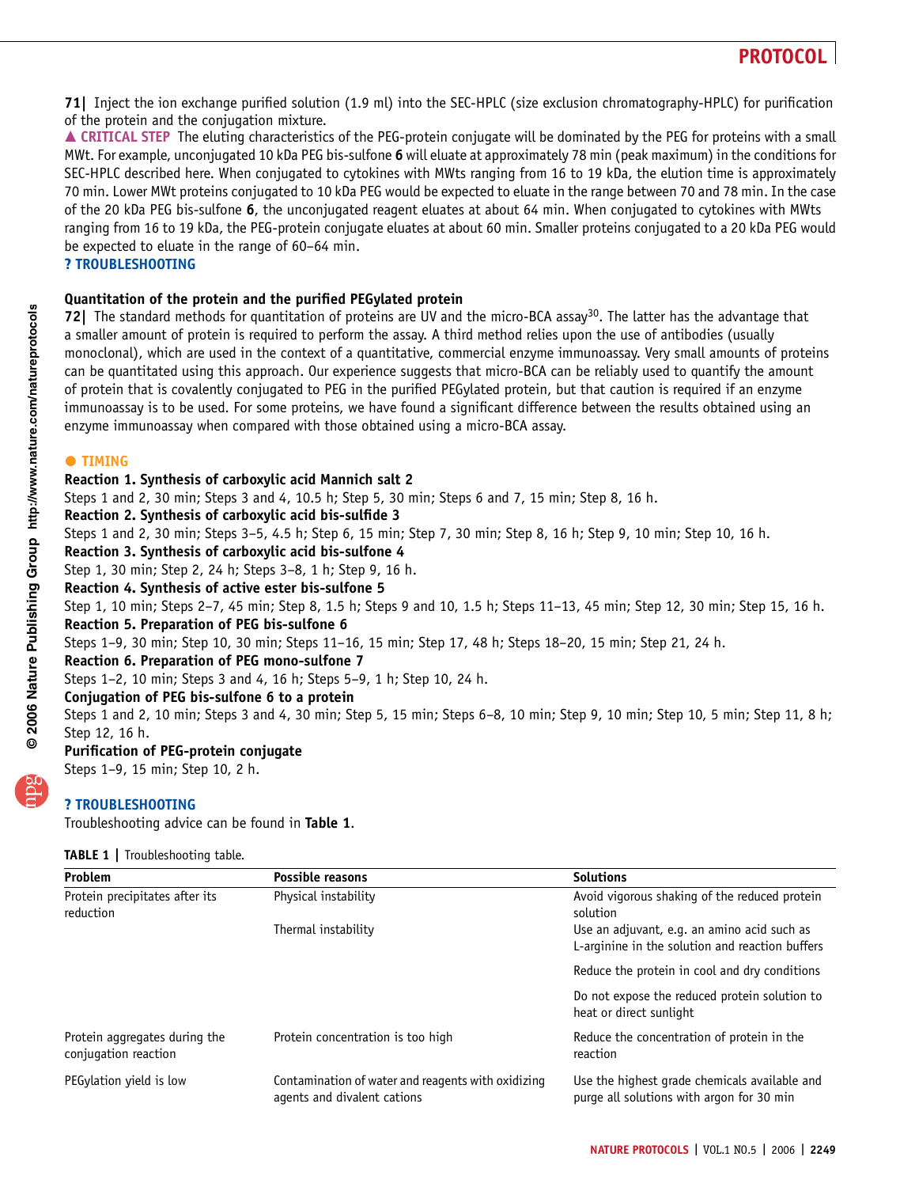**71|** Inject the ion exchange purified solution (1.9 ml) into the SEC-HPLC (size exclusion chromatography-HPLC) for purification of the protein and the conjugation mixture.

▲ **CRITICAL STEP** The eluting characteristics of the PEG-protein conjugate will be dominated by the PEG for proteins with a small MWt. For example, unconjugated 10 kDa PEG bis-sulfone **6** will eluate at approximately 78 min (peak maximum) in the conditions for SEC-HPLC described here. When conjugated to cytokines with MWts ranging from 16 to 19 kDa, the elution time is approximately 70 min. Lower MWt proteins conjugated to 10 kDa PEG would be expected to eluate in the range between 70 and 78 min. In the case of the 20 kDa PEG bis-sulfone **6**, the unconjugated reagent eluates at about 64 min. When conjugated to cytokines with MWts ranging from 16 to 19 kDa, the PEG-protein conjugate eluates at about 60 min. Smaller proteins conjugated to a 20 kDa PEG would be expected to eluate in the range of 60–64 min.

**? TROUBLESHOOTING**

### Quantitation of the protein and the purified PEGylated protein

**72|** The standard methods for quantitation of proteins are UV and the micro-BCA assay[30]. The latter has the advantage that a smaller amount of protein is required to perform the assay. A third method relies upon the use of antibodies (usually monoclonal), which are used in the context of a quantitative, commercial enzyme immunoassay. Very small amounts of proteins can be quantitated using this approach. Our experience suggests that micro-BCA can be reliably used to quantify the amount of protein that is covalently conjugated to PEG in the purified PEGylated protein, but that caution is required if an enzyme immunoassay is to be used. For some proteins, we have found a significant difference between the results obtained using an enzyme immunoassay when compared with those obtained using a micro-BCA assay.

● **TIMING**

**Reaction 1. Synthesis of carboxylic acid Mannich salt 2**
Steps 1 and 2, 30 min; Steps 3 and 4, 10.5 h; Step 5, 30 min; Steps 6 and 7, 15 min; Step 8, 16 h.

**Reaction 2. Synthesis of carboxylic acid bis-sulfide 3**
Steps 1 and 2, 30 min; Steps 3–5, 4.5 h; Step 6, 15 min; Step 7, 30 min; Step 8, 16 h; Step 9, 10 min; Step 10, 16 h.

**Reaction 3. Synthesis of carboxylic acid bis-sulfone 4**
Step 1, 30 min; Step 2, 24 h; Steps 3–8, 1 h; Step 9, 16 h.

**Reaction 4. Synthesis of active ester bis-sulfone 5**
Step 1, 10 min; Steps 2–7, 45 min; Step 8, 1.5 h; Steps 9 and 10, 1.5 h; Steps 11–13, 45 min; Step 12, 30 min; Step 15, 16 h.

**Reaction 5. Preparation of PEG bis-sulfone 6**
Steps 1–9, 30 min; Step 10, 30 min; Steps 11–16, 15 min; Step 17, 48 h; Steps 18–20, 15 min; Step 21, 24 h.

**Reaction 6. Preparation of PEG mono-sulfone 7**
Steps 1–2, 10 min; Steps 3 and 4, 16 h; Steps 5–9, 1 h; Step 10, 24 h.

**Conjugation of PEG bis-sulfone 6 to a protein**
Steps 1 and 2, 10 min; Steps 3 and 4, 30 min; Step 5, 15 min; Steps 6–8, 10 min; Step 9, 10 min; Step 10, 5 min; Step 11, 8 h; Step 12, 16 h.

**Purification of PEG-protein conjugate**
Steps 1–9, 15 min; Step 10, 2 h.

**? TROUBLESHOOTING**

Troubleshooting advice can be found in **Table 1**.

**TABLE 1 |** Troubleshooting table.

| Problem | Possible reasons | Solutions |
|---|---|---|
| Protein precipitates after its reduction | Physical instability | Avoid vigorous shaking of the reduced protein solution |
| | Thermal instability | Use an adjuvant, e.g. an amino acid such as L-arginine in the solution and reaction buffers |
| | | Reduce the protein in cool and dry conditions |
| | | Do not expose the reduced protein solution to heat or direct sunlight |
| Protein aggregates during the conjugation reaction | Protein concentration is too high | Reduce the concentration of protein in the reaction |
| PEGylation yield is low | Contamination of water and reagents with oxidizing agents and divalent cations | Use the highest grade chemicals available and purge all solutions with argon for 30 min |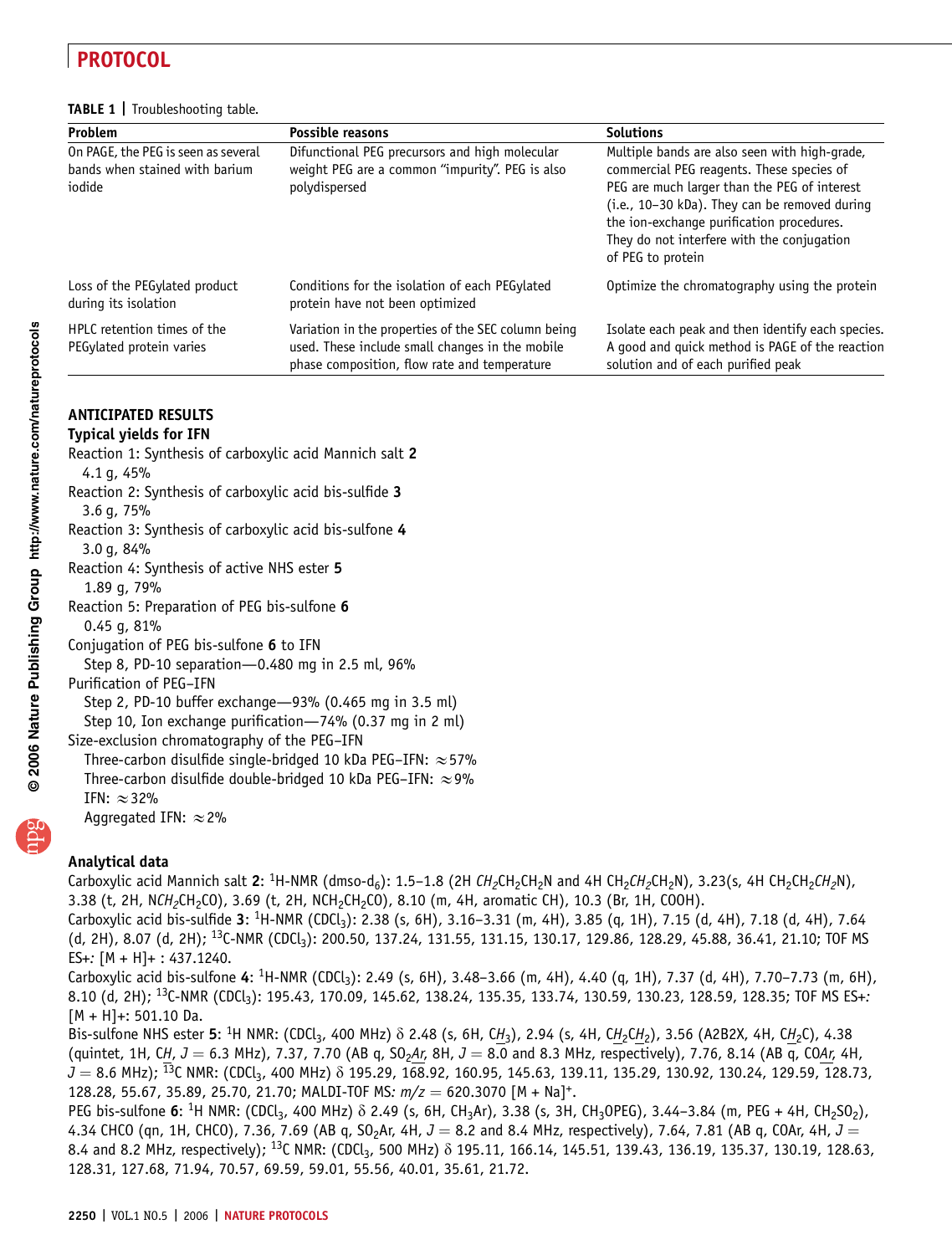**TABLE 1** | Troubleshooting table.

| Problem | Possible reasons | Solutions |
| --- | --- | --- |
| On PAGE, the PEG is seen as several bands when stained with barium iodide | Difunctional PEG precursors and high molecular weight PEG are a common "impurity". PEG is also polydispersed | Multiple bands are also seen with high-grade, commercial PEG reagents. These species of PEG are much larger than the PEG of interest (i.e., 10–30 kDa). They can be removed during the ion-exchange purification procedures. They do not interfere with the conjugation of PEG to protein |
| Loss of the PEGylated product during its isolation | Conditions for the isolation of each PEGylated protein have not been optimized | Optimize the chromatography using the protein |
| HPLC retention times of the PEGylated protein varies | Variation in the properties of the SEC column being used. These include small changes in the mobile phase composition, flow rate and temperature | Isolate each peak and then identify each species. A good and quick method is PAGE of the reaction solution and of each purified peak |

## ANTICIPATED RESULTS

### Typical yields for IFN

Reaction 1: Synthesis of carboxylic acid Mannich salt **2**
  4.1 g, 45%

Reaction 2: Synthesis of carboxylic acid bis-sulfide **3**
  3.6 g, 75%

Reaction 3: Synthesis of carboxylic acid bis-sulfone **4**
  3.0 g, 84%

Reaction 4: Synthesis of active NHS ester **5**
  1.89 g, 79%

Reaction 5: Preparation of PEG bis-sulfone **6**
  0.45 g, 81%

Conjugation of PEG bis-sulfone **6** to IFN
  Step 8, PD-10 separation—0.480 mg in 2.5 ml, 96%

Purification of PEG–IFN
  Step 2, PD-10 buffer exchange—93% (0.465 mg in 3.5 ml)
  Step 10, Ion exchange purification—74% (0.37 mg in 2 ml)

Size-exclusion chromatography of the PEG–IFN
  Three-carbon disulfide single-bridged 10 kDa PEG–IFN: ≈57%
  Three-carbon disulfide double-bridged 10 kDa PEG–IFN: ≈9%
  IFN: ≈32%
  Aggregated IFN: ≈2%

### Analytical data

Carboxylic acid Mannich salt **2**: $^1$H-NMR (dmso-d$_6$): 1.5–1.8 (2H *CH$_2$*CH$_2$CH$_2$N and 4H CH$_2$*CH$_2$*CH$_2$N), 3.23(s, 4H CH$_2$CH$_2$*CH$_2$*N), 3.38 (t, 2H, N*CH$_2$*CH$_2$CO), 3.69 (t, 2H, NCH$_2$CH$_2$CO), 8.10 (m, 4H, aromatic CH), 10.3 (Br, 1H, COOH).

Carboxylic acid bis-sulfide **3**: $^1$H-NMR (CDCl$_3$): 2.38 (s, 6H), 3.16–3.31 (m, 4H), 3.85 (q, 1H), 7.15 (d, 4H), 7.18 (d, 4H), 7.64 (d, 2H), 8.07 (d, 2H); $^{13}$C-NMR (CDCl$_3$): 200.50, 137.24, 131.55, 131.15, 130.17, 129.86, 128.29, 45.88, 36.41, 21.10; TOF MS ES+: [M + H]+ : 437.1240.

Carboxylic acid bis-sulfone **4**: $^1$H-NMR (CDCl$_3$): 2.49 (s, 6H), 3.48–3.66 (m, 4H), 4.40 (q, 1H), 7.37 (d, 4H), 7.70–7.73 (m, 6H), 8.10 (d, 2H); $^{13}$C-NMR (CDCl$_3$): 195.43, 170.09, 145.62, 138.24, 135.35, 133.74, 130.59, 130.23, 128.59, 128.35; TOF MS ES+: [M + H]+: 501.10 Da.

Bis-sulfone NHS ester **5**: $^1$H NMR: (CDCl$_3$, 400 MHz) δ 2.48 (s, 6H, C*H$_3$*), 2.94 (s, 4H, C*H$_2$*C*H$_2$*), 3.56 (A2B2X, 4H, C*H$_2$*C), 4.38 (quintet, 1H, C*H*, $J$ = 6.3 MHz), 7.37, 7.70 (AB q, SO$_2$*Ar*, 8H, $J$ = 8.0 and 8.3 MHz, respectively), 7.76, 8.14 (AB q, CO*Ar*, 4H, $J$ = 8.6 MHz); $^{13}$C NMR: (CDCl$_3$, 400 MHz) δ 195.29, 168.92, 160.95, 145.63, 139.11, 135.29, 130.92, 130.24, 129.59, 128.73, 128.28, 55.67, 35.89, 25.70, 21.70; MALDI-TOF MS: $m/z$ = 620.3070 [M + Na]$^+$.

PEG bis-sulfone **6**: $^1$H NMR: (CDCl$_3$, 400 MHz) δ 2.49 (s, 6H, CH$_3$Ar), 3.38 (s, 3H, CH$_3$OPEG), 3.44–3.84 (m, PEG + 4H, CH$_2$SO$_2$), 4.34 CHCO (qn, 1H, CHCO), 7.36, 7.69 (AB q, SO$_2$Ar, 4H, $J$ = 8.2 and 8.4 MHz, respectively), 7.64, 7.81 (AB q, COAr, 4H, $J$ = 8.4 and 8.2 MHz, respectively); $^{13}$C NMR: (CDCl$_3$, 500 MHz) δ 195.11, 166.14, 145.51, 139.43, 136.19, 135.37, 130.19, 128.63, 128.31, 127.68, 71.94, 70.57, 69.59, 59.01, 55.56, 40.01, 35.61, 21.72.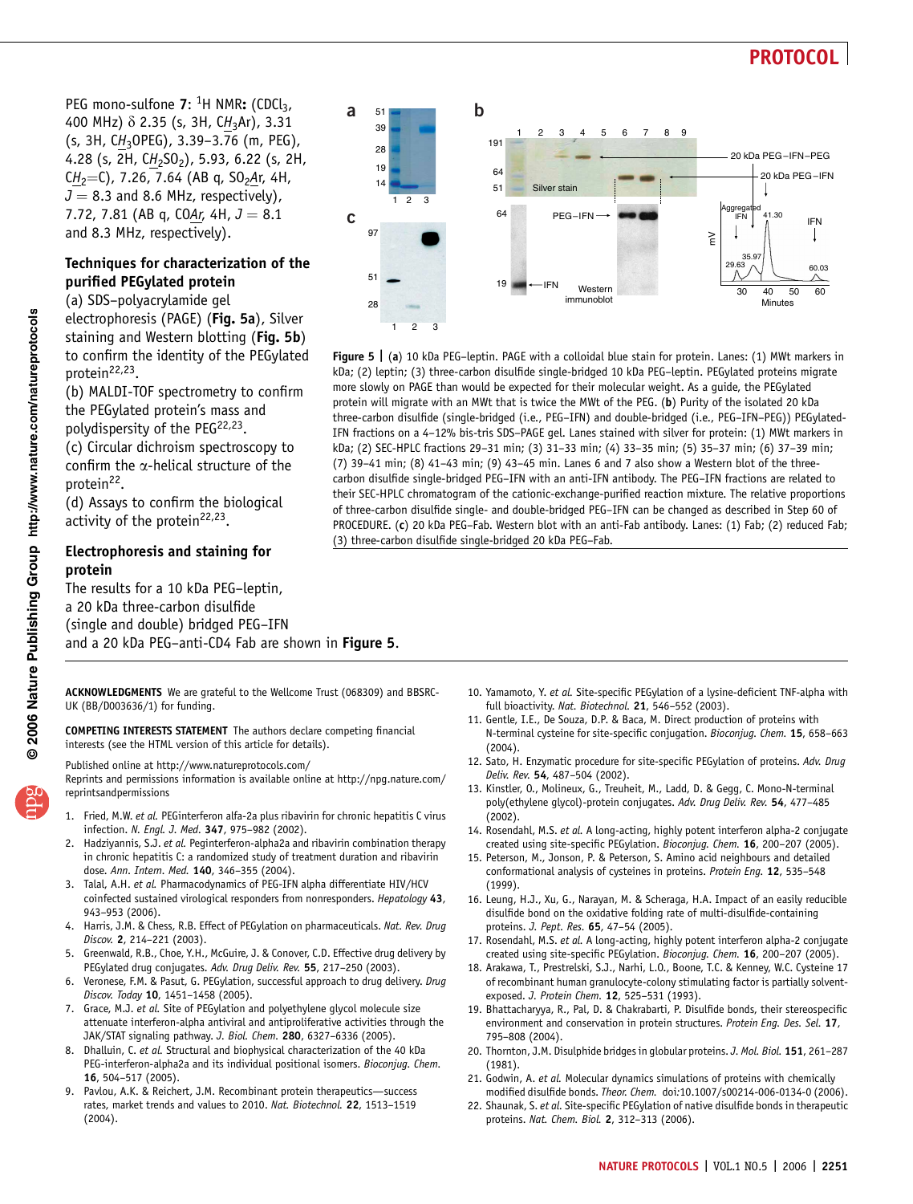PEG mono-sulfone **7**: $^1$H NMR**:** ($CDCl_3$, 400 MHz) δ 2.35 (s, 3H, $CH_3$Ar), 3.31 (s, 3H, $CH_3$OPEG), 3.39–3.76 (m, PEG), 4.28 (s, 2H, $CH_2SO_2$), 5.93, 6.22 (s, 2H, $CH_2$=C), 7.26, 7.64 (AB q, $SO_2$Ar, 4H, $J$ = 8.3 and 8.6 MHz, respectively), 7.72, 7.81 (AB q, COAr, 4H, $J$ = 8.1 and 8.3 MHz, respectively).

### Techniques for characterization of the purified PEGylated protein

(a) SDS–polyacrylamide gel electrophoresis (PAGE) (**Fig. 5a**), Silver staining and Western blotting (**Fig. 5b**) to confirm the identity of the PEGylated protein[22,23].

(b) MALDI-TOF spectrometry to confirm the PEGylated protein's mass and polydispersity of the PEG[22,23].

(c) Circular dichroism spectroscopy to confirm the α-helical structure of the protein[22].

(d) Assays to confirm the biological activity of the protein[22,23].

### Electrophoresis and staining for protein

The results for a 10 kDa PEG–leptin, a 20 kDa three-carbon disulfide (single and double) bridged PEG–IFN and a 20 kDa PEG–anti-CD4 Fab are shown in **Figure 5**.

**Figure 5 |** (**a**) 10 kDa PEG–leptin. PAGE with a colloidal blue stain for protein. Lanes: (1) MWt markers in kDa; (2) leptin; (3) three-carbon disulfide single-bridged 10 kDa PEG–leptin. PEGylated proteins migrate more slowly on PAGE than would be expected for their molecular weight. As a guide, the PEGylated protein will migrate with an MWt that is twice the MWt of the PEG. (**b**) Purity of the isolated 20 kDa three-carbon disulfide (single-bridged (i.e., PEG–IFN) and double-bridged (i.e., PEG–IFN–PEG)) PEGylated-IFN fractions on a 4–12% bis-tris SDS–PAGE gel. Lanes stained with silver for protein: (1) MWt markers in kDa; (2) SEC-HPLC fractions 29–31 min; (3) 31–33 min; (4) 33–35 min; (5) 35–37 min; (6) 37–39 min; (7) 39–41 min; (8) 41–43 min; (9) 43–45 min. Lanes 6 and 7 also show a Western blot of the three-carbon disulfide single-bridged PEG–IFN with an anti-IFN antibody. The PEG–IFN fractions are related to their SEC-HPLC chromatogram of the cationic-exchange-purified reaction mixture. The relative proportions of three-carbon disulfide single- and double-bridged PEG–IFN can be changed as described in Step 60 of PROCEDURE. (**c**) 20 kDa PEG–Fab. Western blot with an anti-Fab antibody. Lanes: (1) Fab; (2) reduced Fab; (3) three-carbon disulfide single-bridged 20 kDa PEG–Fab.

**ACKNOWLEDGMENTS** We are grateful to the Wellcome Trust (068309) and BBSRC-UK (BB/D003636/1) for funding.

**COMPETING INTERESTS STATEMENT** The authors declare competing financial interests (see the HTML version of this article for details).

Published online at http://www.natureprotocols.com/
Reprints and permissions information is available online at http://npg.nature.com/reprintsandpermissions

1. Fried, M.W. *et al.* PEGinterferon alfa-2a plus ribavirin for chronic hepatitis C virus infection. *N. Engl. J. Med.* **347**, 975–982 (2002).
2. Hadziyannis, S.J. *et al.* Peginterferon-alpha2a and ribavirin combination therapy in chronic hepatitis C: a randomized study of treatment duration and ribavirin dose. *Ann. Intern. Med.* **140**, 346–355 (2004).
3. Talal, A.H. *et al.* Pharmacodynamics of PEG-IFN alpha differentiate HIV/HCV coinfected sustained virological responders from nonresponders. *Hepatology* **43**, 943–953 (2006).
4. Harris, J.M. & Chess, R.B. Effect of PEGylation on pharmaceuticals. *Nat. Rev. Drug Discov.* **2**, 214–221 (2003).
5. Greenwald, R.B., Choe, Y.H., McGuire, J. & Conover, C.D. Effective drug delivery by PEGylated drug conjugates. *Adv. Drug Deliv. Rev.* **55**, 217–250 (2003).
6. Veronese, F.M. & Pasut, G. PEGylation, successful approach to drug delivery. *Drug Discov. Today* **10**, 1451–1458 (2005).
7. Grace, M.J. *et al.* Site of PEGylation and polyethylene glycol molecule size attenuate interferon-alpha antiviral and antiproliferative activities through the JAK/STAT signaling pathway. *J. Biol. Chem.* **280**, 6327–6336 (2005).
8. Dhalluin, C. *et al.* Structural and biophysical characterization of the 40 kDa PEG-interferon-alpha2a and its individual positional isomers. *Bioconjug. Chem.* **16**, 504–517 (2005).
9. Pavlou, A.K. & Reichert, J.M. Recombinant protein therapeutics—success rates, market trends and values to 2010. *Nat. Biotechnol.* **22**, 1513–1519 (2004).
10. Yamamoto, Y. *et al.* Site-specific PEGylation of a lysine-deficient TNF-alpha with full bioactivity. *Nat. Biotechnol.* **21**, 546–552 (2003).
11. Gentle, I.E., De Souza, D.P. & Baca, M. Direct production of proteins with N-terminal cysteine for site-specific conjugation. *Bioconjug. Chem.* **15**, 658–663 (2004).
12. Sato, H. Enzymatic procedure for site-specific PEGylation of proteins. *Adv. Drug Deliv. Rev.* **54**, 487–504 (2002).
13. Kinstler, O., Molineux, G., Treuheit, M., Ladd, D. & Gegg, C. Mono-N-terminal poly(ethylene glycol)-protein conjugates. *Adv. Drug Deliv. Rev.* **54**, 477–485 (2002).
14. Rosendahl, M.S. *et al.* A long-acting, highly potent interferon alpha-2 conjugate created using site-specific PEGylation. *Bioconjug. Chem.* **16**, 200–207 (2005).
15. Peterson, M., Jonson, P. & Peterson, S. Amino acid neighbours and detailed conformational analysis of cysteines in proteins. *Protein Eng.* **12**, 535–548 (1999).
16. Leung, H.J., Xu, G., Narayan, M. & Scheraga, H.A. Impact of an easily reducible disulfide bond on the oxidative folding rate of multi-disulfide-containing proteins. *J. Pept. Res.* **65**, 47–54 (2005).
17. Rosendahl, M.S. *et al.* A long-acting, highly potent interferon alpha-2 conjugate created using site-specific PEGylation. *Bioconjug. Chem.* **16**, 200–207 (2005).
18. Arakawa, T., Prestrelski, S.J., Narhi, L.O., Boone, T.C. & Kenney, W.C. Cysteine 17 of recombinant human granulocyte-colony stimulating factor is partially solvent-exposed. *J. Protein Chem.* **12**, 525–531 (1993).
19. Bhattacharyya, R., Pal, D. & Chakrabarti, P. Disulfide bonds, their stereospecific environment and conservation in protein structures. *Protein Eng. Des. Sel.* **17**, 795–808 (2004).
20. Thornton, J.M. Disulphide bridges in globular proteins. *J. Mol. Biol.* **151**, 261–287 (1981).
21. Godwin, A. *et al.* Molecular dynamics simulations of proteins with chemically modified disulfide bonds. *Theor. Chem.* doi:10.1007/s00214-006-0134-0 (2006).
22. Shaunak, S. *et al.* Site-specific PEGylation of native disulfide bonds in therapeutic proteins. *Nat. Chem. Biol.* **2**, 312–313 (2006).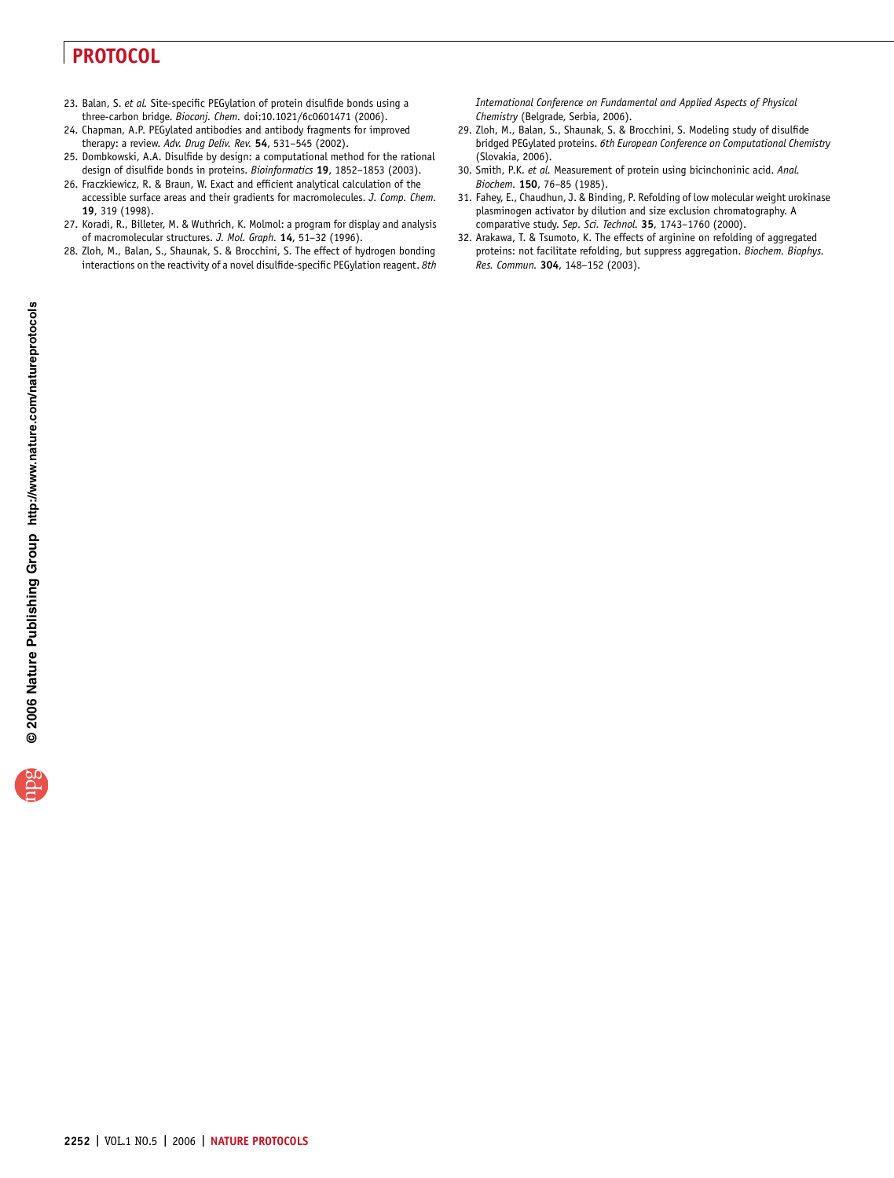23. Balan, S. *et al.* Site-specific PEGylation of protein disulfide bonds using a three-carbon bridge. *Bioconj. Chem.* doi:10.1021/6c0601471 (2006).
24. Chapman, A.P. PEGylated antibodies and antibody fragments for improved therapy: a review. *Adv. Drug Deliv. Rev.* **54**, 531–545 (2002).
25. Dombkowski, A.A. Disulfide by design: a computational method for the rational design of disulfide bonds in proteins. *Bioinformatics* **19**, 1852–1853 (2003).
26. Fraczkiewicz, R. & Braun, W. Exact and efficient analytical calculation of the accessible surface areas and their gradients for macromolecules. *J. Comp. Chem.* **19**, 319 (1998).
27. Koradi, R., Billeter, M. & Wuthrich, K. Molmol: a program for display and analysis of macromolecular structures. *J. Mol. Graph.* **14**, 51–32 (1996).
28. Zloh, M., Balan, S., Shaunak, S. & Brocchini, S. The effect of hydrogen bonding interactions on the reactivity of a novel disulfide-specific PEGylation reagent. *8th International Conference on Fundamental and Applied Aspects of Physical Chemistry* (Belgrade, Serbia, 2006).
29. Zloh, M., Balan, S., Shaunak, S. & Brocchini, S. Modeling study of disulfide bridged PEGylated proteins. *6th European Conference on Computational Chemistry* (Slovakia, 2006).
30. Smith, P.K. *et al.* Measurement of protein using bicinchoninic acid. *Anal. Biochem.* **150**, 76–85 (1985).
31. Fahey, E., Chaudhun, J. & Binding, P. Refolding of low molecular weight urokinase plasminogen activator by dilution and size exclusion chromatography. A comparative study. *Sep. Sci. Technol.* **35**, 1743–1760 (2000).
32. Arakawa, T. & Tsumoto, K. The effects of arginine on refolding of aggregated proteins: not facilitate refolding, but suppress aggregation. *Biochem. Biophys. Res. Commun.* **304**, 148–152 (2003).